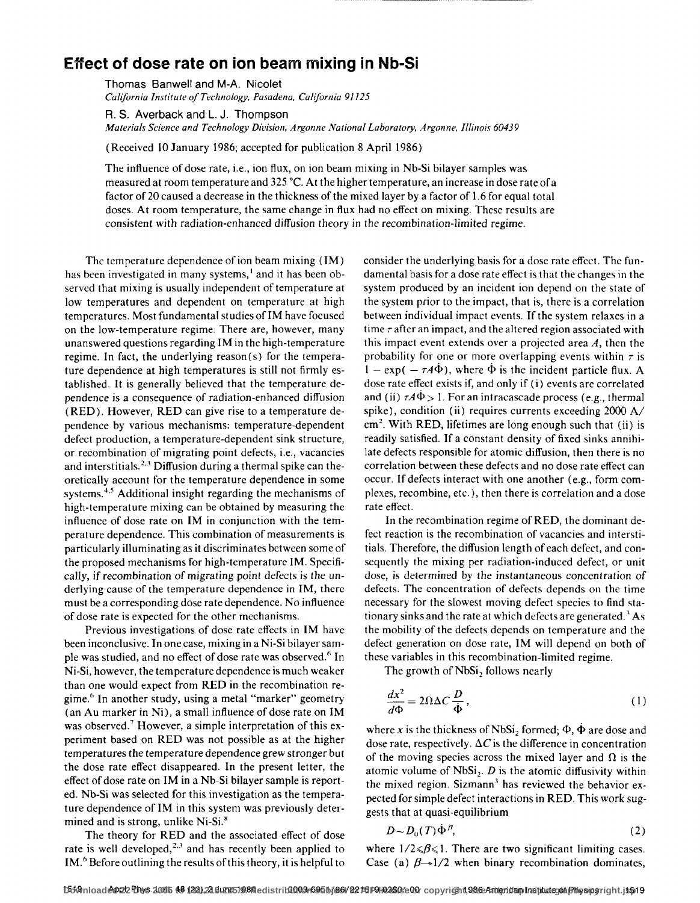# Effect of dose rate on ion beam mixing in Nb-Si

Thomas Banwell and M-A. Nicolet
*California Institute of Technology, Pasadena, California 91125*

R. S. Averback and L. J. Thompson
*Materials Science and Technology Division, Argonne National Laboratory, Argonne, Illinois 60439*

(Received 10 January 1986; accepted for publication 8 April 1986)

The influence of dose rate, i.e., ion flux, on ion beam mixing in Nb-Si bilayer samples was measured at room temperature and 325 °C. At the higher temperature, an increase in dose rate of a factor of 20 caused a decrease in the thickness of the mixed layer by a factor of 1.6 for equal total doses. At room temperature, the same change in flux had no effect on mixing. These results are consistent with radiation-enhanced diffusion theory in the recombination-limited regime.

The temperature dependence of ion beam mixing (IM) has been investigated in many systems,[1] and it has been observed that mixing is usually independent of temperature at low temperatures and dependent on temperature at high temperatures. Most fundamental studies of IM have focused on the low-temperature regime. There are, however, many unanswered questions regarding IM in the high-temperature regime. In fact, the underlying reason(s) for the temperature dependence at high temperatures is still not firmly established. It is generally believed that the temperature dependence is a consequence of radiation-enhanced diffusion (RED). However, RED can give rise to a temperature dependence by various mechanisms: temperature-dependent defect production, a temperature-dependent sink structure, or recombination of migrating point defects, i.e., vacancies and interstitials.[2,3] Diffusion during a thermal spike can theoretically account for the temperature dependence in some systems.[4,5] Additional insight regarding the mechanisms of high-temperature mixing can be obtained by measuring the influence of dose rate on IM in conjunction with the temperature dependence. This combination of measurements is particularly illuminating as it discriminates between some of the proposed mechanisms for high-temperature IM. Specifically, if recombination of migrating point defects is the underlying cause of the temperature dependence in IM, there must be a corresponding dose rate dependence. No influence of dose rate is expected for the other mechanisms.

Previous investigations of dose rate effects in IM have been inconclusive. In one case, mixing in a Ni-Si bilayer sample was studied, and no effect of dose rate was observed.[6] In Ni-Si, however, the temperature dependence is much weaker than one would expect from RED in the recombination regime.[6] In another study, using a metal "marker" geometry (an Au marker in Ni), a small influence of dose rate on IM was observed.[7] However, a simple interpretation of this experiment based on RED was not possible as at the higher temperatures the temperature dependence grew stronger but the dose rate effect disappeared. In the present letter, the effect of dose rate on IM in a Nb-Si bilayer sample is reported. Nb-Si was selected for this investigation as the temperature dependence of IM in this system was previously determined and is strong, unlike Ni-Si.[8]

The theory for RED and the associated effect of dose rate is well developed,[2,3] and has recently been applied to IM.[6] Before outlining the results of this theory, it is helpful to consider the underlying basis for a dose rate effect. The fundamental basis for a dose rate effect is that the changes in the system produced by an incident ion depend on the state of the system prior to the impact, that is, there is a correlation between individual impact events. If the system relaxes in a time $\tau$ after an impact, and the altered region associated with this impact event extends over a projected area $A$, then the probability for one or more overlapping events within $\tau$ is $1 - \exp(-\tau A \dot{\Phi})$, where $\dot{\Phi}$ is the incident particle flux. A dose rate effect exists if, and only if (i) events are correlated and (ii) $\tau A \dot{\Phi} > 1$. For an intracascade process (e.g., thermal spike), condition (ii) requires currents exceeding 2000 A/cm$^2$. With RED, lifetimes are long enough such that (ii) is readily satisfied. If a constant density of fixed sinks annihilate defects responsible for atomic diffusion, then there is no correlation between these defects and no dose rate effect can occur. If defects interact with one another (e.g., form complexes, recombine, etc.), then there is correlation and a dose rate effect.

In the recombination regime of RED, the dominant defect reaction is the recombination of vacancies and interstitials. Therefore, the diffusion length of each defect, and consequently the mixing per radiation-induced defect, or unit dose, is determined by the instantaneous concentration of defects. The concentration of defects depends on the time necessary for the slowest moving defect species to find stationary sinks and the rate at which defects are generated.[3] As the mobility of the defects depends on temperature and the defect generation on dose rate, IM will depend on both of these variables in this recombination-limited regime.

The growth of $NbSi_2$ follows nearly

$$\frac{dx^2}{d\Phi} = 2\Omega \Delta C \frac{D}{\dot{\Phi}}, \tag{1}$$

where $x$ is the thickness of $NbSi_2$ formed; $\Phi$, $\dot{\Phi}$ are dose and dose rate, respectively. $\Delta C$ is the difference in concentration of the moving species across the mixed layer and $\Omega$ is the atomic volume of $NbSi_2$. $D$ is the atomic diffusivity within the mixed region. Sizmann[3] has reviewed the behavior expected for simple defect interactions in RED. This work suggests that at quasi-equilibrium

$$D \sim D_0(T)\dot{\Phi}^{\beta}, \tag{2}$$

where $1/2 \leqslant \beta \leqslant 1$. There are two significant limiting cases. Case (a) $\beta \to 1/2$ when binary recombination dominates,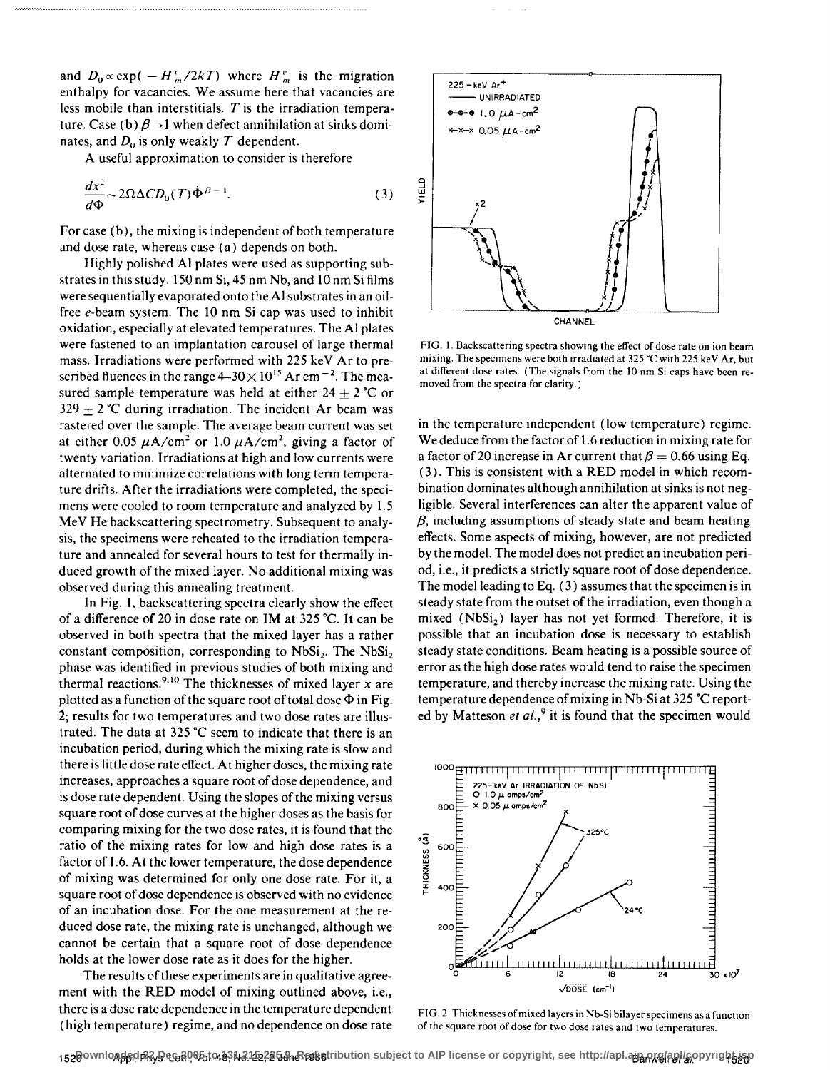and $D_0 \propto \exp(-H_m^v/2kT)$ where $H_m^v$ is the migration enthalpy for vacancies. We assume here that vacancies are less mobile than interstitials. $T$ is the irradiation temperature. Case (b) $\beta \rightarrow 1$ when defect annihilation at sinks dominates, and $D_0$ is only weakly $T$ dependent.

A useful approximation to consider is therefore

$$\frac{dx^2}{d\Phi} \sim 2\Omega \Delta C D_0(T) \dot{\Phi}^{\beta - 1}. \quad (3)$$

For case (b), the mixing is independent of both temperature and dose rate, whereas case (a) depends on both.

Highly polished Al plates were used as supporting substrates in this study. 150 nm Si, 45 nm Nb, and 10 nm Si films were sequentially evaporated onto the Al substrates in an oil-free $e$-beam system. The 10 nm Si cap was used to inhibit oxidation, especially at elevated temperatures. The Al plates were fastened to an implantation carousel of large thermal mass. Irradiations were performed with 225 keV Ar to prescribed fluences in the range $4\text{–}30 \times 10^{15}$ Ar cm$^{-2}$. The measured sample temperature was held at either $24 \pm 2$ °C or $329 \pm 2$ °C during irradiation. The incident Ar beam was rastered over the sample. The average beam current was set at either 0.05 $\mu$A/cm$^2$ or 1.0 $\mu$A/cm$^2$, giving a factor of twenty variation. Irradiations at high and low currents were alternated to minimize correlations with long term temperature drifts. After the irradiations were completed, the specimens were cooled to room temperature and analyzed by 1.5 MeV He backscattering spectrometry. Subsequent to analysis, the specimens were reheated to the irradiation temperature and annealed for several hours to test for thermally induced growth of the mixed layer. No additional mixing was observed during this annealing treatment.

In Fig. 1, backscattering spectra clearly show the effect of a difference of 20 in dose rate on IM at 325 °C. It can be observed in both spectra that the mixed layer has a rather constant composition, corresponding to $NbSi_2$. The $NbSi_2$ phase was identified in previous studies of both mixing and thermal reactions.[9,10] The thicknesses of mixed layer $x$ are plotted as a function of the square root of total dose $\Phi$ in Fig. 2; results for two temperatures and two dose rates are illustrated. The data at 325 °C seem to indicate that there is an incubation period, during which the mixing rate is slow and there is little dose rate effect. At higher doses, the mixing rate increases, approaches a square root of dose dependence, and is dose rate dependent. Using the slopes of the mixing versus square root of dose curves at the higher doses as the basis for comparing mixing for the two dose rates, it is found that the ratio of the mixing rates for low and high dose rates is a factor of 1.6. At the lower temperature, the dose dependence of mixing was determined for only one dose rate. For it, a square root of dose dependence is observed with no evidence of an incubation dose. For the one measurement at the reduced dose rate, the mixing rate is unchanged, although we cannot be certain that a square root of dose dependence holds at the lower dose rate as it does for the higher.

The results of these experiments are in qualitative agreement with the RED model of mixing outlined above, i.e., there is a dose rate dependence in the temperature dependent (high temperature) regime, and no dependence on dose rate in the temperature independent (low temperature) regime. We deduce from the factor of 1.6 reduction in mixing rate for a factor of 20 increase in Ar current that $\beta = 0.66$ using Eq. (3). This is consistent with a RED model in which recombination dominates although annihilation at sinks is not negligible. Several interferences can alter the apparent value of $\beta$, including assumptions of steady state and beam heating effects. Some aspects of mixing, however, are not predicted by the model. The model does not predict an incubation period, i.e., it predicts a strictly square root of dose dependence. The model leading to Eq. (3) assumes that the specimen is in steady state from the outset of the irradiation, even though a mixed ($NbSi_2$) layer has not yet formed. Therefore, it is possible that an incubation dose is necessary to establish steady state conditions. Beam heating is a possible source of error as the high dose rates would tend to raise the specimen temperature, and thereby increase the mixing rate. Using the temperature dependence of mixing in Nb-Si at 325 °C reported by Matteson *et al.*,[9] it is found that the specimen would

FIG. 1. Backscattering spectra showing the effect of dose rate on ion beam mixing. The specimens were both irradiated at 325 °C with 225 keV Ar, but at different dose rates. (The signals from the 10 nm Si caps have been removed from the spectra for clarity.)

FIG. 2. Thicknesses of mixed layers in Nb-Si bilayer specimens as a function of the square root of dose for two dose rates and two temperatures.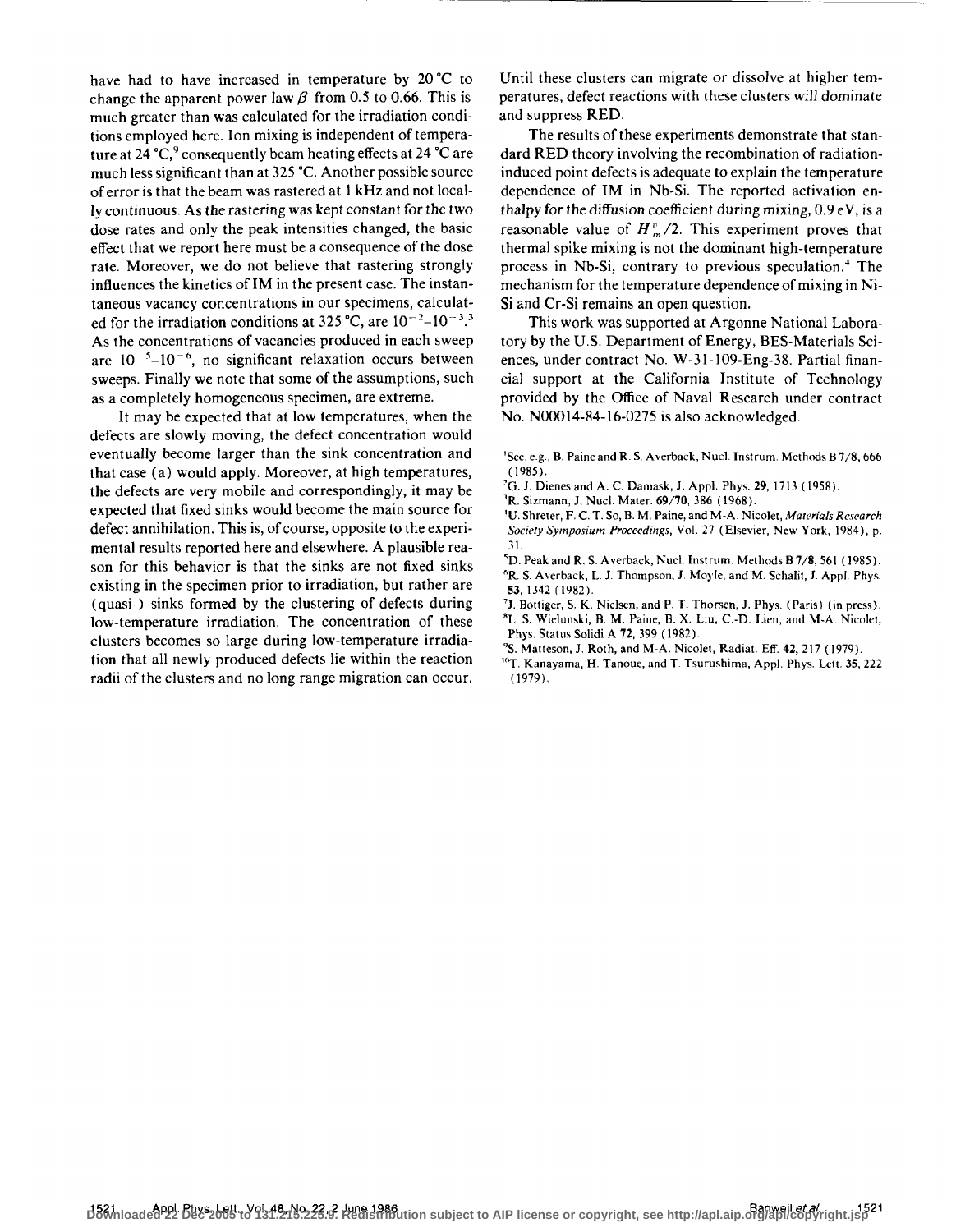have had to have increased in temperature by 20 °C to change the apparent power law $\beta$ from 0.5 to 0.66. This is much greater than was calculated for the irradiation conditions employed here. Ion mixing is independent of temperature at 24 °C,[9] consequently beam heating effects at 24 °C are much less significant than at 325 °C. Another possible source of error is that the beam was rastered at 1 kHz and not locally continuous. As the rastering was kept constant for the two dose rates and only the peak intensities changed, the basic effect that we report here must be a consequence of the dose rate. Moreover, we do not believe that rastering strongly influences the kinetics of IM in the present case. The instantaneous vacancy concentrations in our specimens, calculated for the irradiation conditions at 325 °C, are $10^{-2}$–$10^{-3}$.[3] As the concentrations of vacancies produced in each sweep are $10^{-5}$–$10^{-6}$, no significant relaxation occurs between sweeps. Finally we note that some of the assumptions, such as a completely homogeneous specimen, are extreme.

It may be expected that at low temperatures, when the defects are slowly moving, the defect concentration would eventually become larger than the sink concentration and that case (a) would apply. Moreover, at high temperatures, the defects are very mobile and correspondingly, it may be expected that fixed sinks would become the main source for defect annihilation. This is, of course, opposite to the experimental results reported here and elsewhere. A plausible reason for this behavior is that the sinks are not fixed sinks existing in the specimen prior to irradiation, but rather are (quasi-) sinks formed by the clustering of defects during low-temperature irradiation. The concentration of these clusters becomes so large during low-temperature irradiation that all newly produced defects lie within the reaction radii of the clusters and no long range migration can occur. Until these clusters can migrate or dissolve at higher temperatures, defect reactions with these clusters will dominate and suppress RED.

The results of these experiments demonstrate that standard RED theory involving the recombination of radiation-induced point defects is adequate to explain the temperature dependence of IM in Nb-Si. The reported activation enthalpy for the diffusion coefficient during mixing, 0.9 eV, is a reasonable value of $H_m^v/2$. This experiment proves that thermal spike mixing is not the dominant high-temperature process in Nb-Si, contrary to previous speculation.[4] The mechanism for the temperature dependence of mixing in Ni-Si and Cr-Si remains an open question.

This work was supported at Argonne National Laboratory by the U.S. Department of Energy, BES-Materials Sciences, under contract No. W-31-109-Eng-38. Partial financial support at the California Institute of Technology provided by the Office of Naval Research under contract No. N00014-84-16-0275 is also acknowledged.

[1] See, e.g., B. Paine and R. S. Averback, Nucl. Instrum. Methods B **7/8**, 666 (1985).

[2] G. J. Dienes and A. C. Damask, J. Appl. Phys. **29**, 1713 (1958).

[3] R. Sizmann, J. Nucl. Mater. **69/70**, 386 (1968).

[4] U. Shreter, F. C. T. So, B. M. Paine, and M-A. Nicolet, *Materials Research Society Symposium Proceedings*, Vol. 27 (Elsevier, New York, 1984), p. 31.

[5] D. Peak and R. S. Averback, Nucl. Instrum. Methods B **7/8**, 561 (1985).

[6] R. S. Averback, L. J. Thompson, J. Moyle, and M. Schalit, J. Appl. Phys. **53**, 1342 (1982).

[7] J. Bottiger, S. K. Nielsen, and P. T. Thorsen, J. Phys. (Paris) (in press).

[8] L. S. Wielunski, B. M. Paine, B. X. Liu, C.-D. Lien, and M-A. Nicolet, Phys. Status Solidi A **72**, 399 (1982).

[9] S. Matteson, J. Roth, and M-A. Nicolet, Radiat. Eff. **42**, 217 (1979).

[10] T. Kanayama, H. Tanoue, and T. Tsurushima, Appl. Phys. Lett. **35**, 222 (1979).